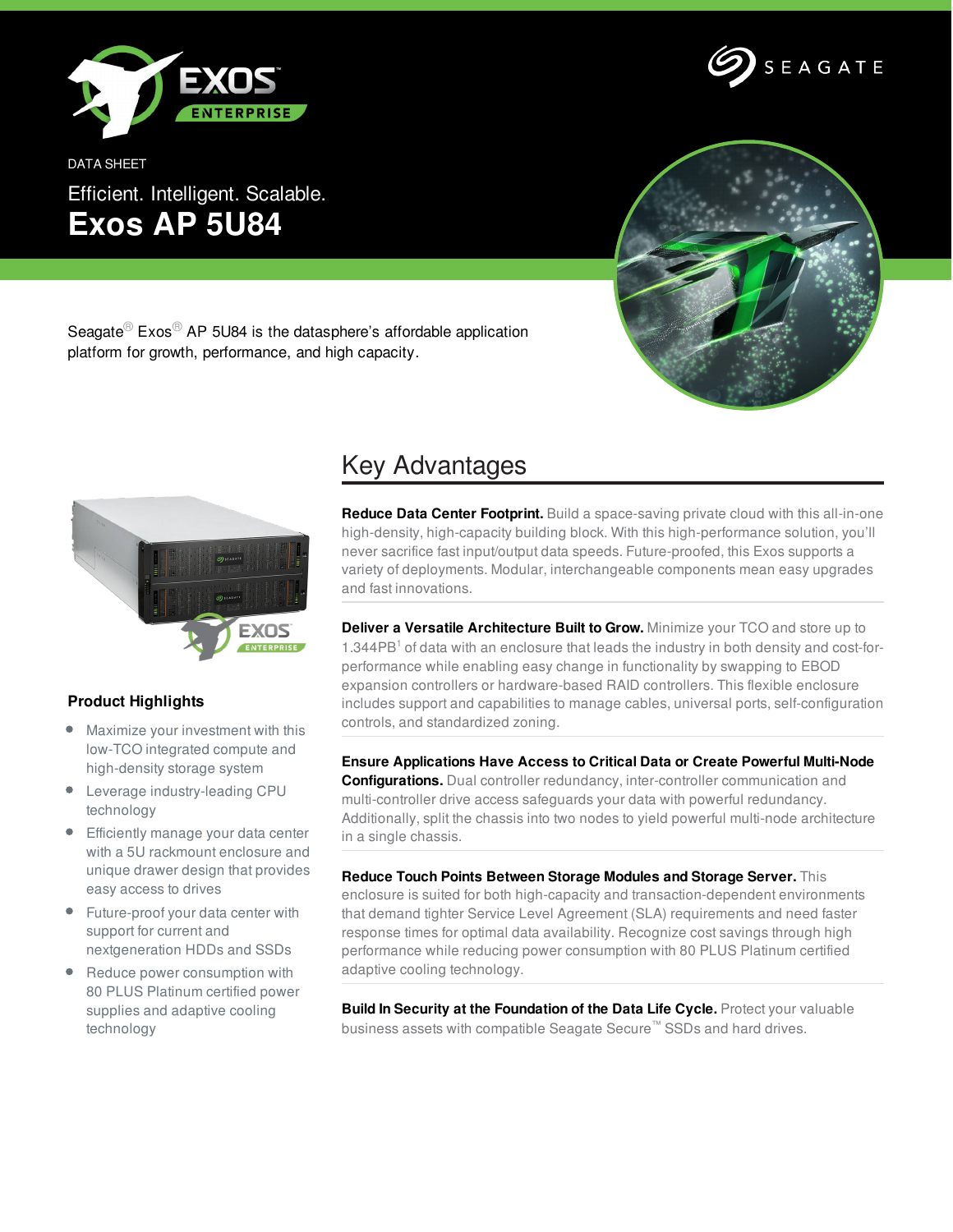DATA SHEET

Efficient. Intelligent. Scalable.

# Exos AP 5U84

Seagate® Exos® AP 5U84 is the datasphere's affordable application platform for growth, performance, and high capacity.

### Product Highlights

- Maximize your investment with this low-TCO integrated compute and high-density storage system
- Leverage industry-leading CPU technology
- Efficiently manage your data center with a 5U rackmount enclosure and unique drawer design that provides easy access to drives
- Future-proof your data center with support for current and nextgeneration HDDs and SSDs
- Reduce power consumption with 80 PLUS Platinum certified power supplies and adaptive cooling technology

## Key Advantages

**Reduce Data Center Footprint.** Build a space-saving private cloud with this all-in-one high-density, high-capacity building block. With this high-performance solution, you'll never sacrifice fast input/output data speeds. Future-proofed, this Exos supports a variety of deployments. Modular, interchangeable components mean easy upgrades and fast innovations.

**Deliver a Versatile Architecture Built to Grow.** Minimize your TCO and store up to 1.344PB[1] of data with an enclosure that leads the industry in both density and cost-for-performance while enabling easy change in functionality by swapping to EBOD expansion controllers or hardware-based RAID controllers. This flexible enclosure includes support and capabilities to manage cables, universal ports, self-configuration controls, and standardized zoning.

**Ensure Applications Have Access to Critical Data or Create Powerful Multi-Node Configurations.** Dual controller redundancy, inter-controller communication and multi-controller drive access safeguards your data with powerful redundancy. Additionally, split the chassis into two nodes to yield powerful multi-node architecture in a single chassis.

**Reduce Touch Points Between Storage Modules and Storage Server.** This enclosure is suited for both high-capacity and transaction-dependent environments that demand tighter Service Level Agreement (SLA) requirements and need faster response times for optimal data availability. Recognize cost savings through high performance while reducing power consumption with 80 PLUS Platinum certified adaptive cooling technology.

**Build In Security at the Foundation of the Data Life Cycle.** Protect your valuable business assets with compatible Seagate Secure™ SSDs and hard drives.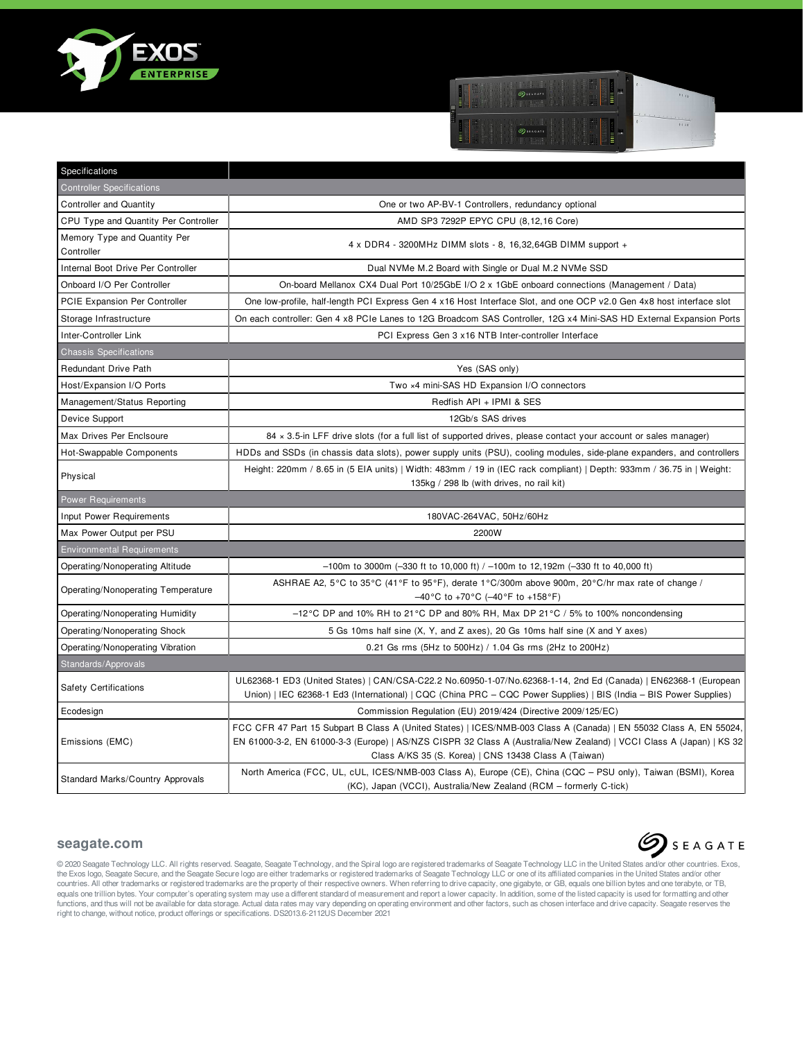| Specifications | |
|---|---|
| **Controller Specifications** | |
| Controller and Quantity | One or two AP-BV-1 Controllers, redundancy optional |
| CPU Type and Quantity Per Controller | AMD SP3 7292P EPYC CPU (8,12,16 Core) |
| Memory Type and Quantity Per Controller | 4 x DDR4 - 3200MHz DIMM slots - 8, 16,32,64GB DIMM support + |
| Internal Boot Drive Per Controller | Dual NVMe M.2 Board with Single or Dual M.2 NVMe SSD |
| Onboard I/O Per Controller | On-board Mellanox CX4 Dual Port 10/25GbE I/O 2 x 1GbE onboard connections (Management / Data) |
| PCIE Expansion Per Controller | One low-profile, half-length PCI Express Gen 4 x16 Host Interface Slot, and one OCP v2.0 Gen 4x8 host interface slot |
| Storage Infrastructure | On each controller: Gen 4 x8 PCIe Lanes to 12G Broadcom SAS Controller, 12G x4 Mini-SAS HD External Expansion Ports |
| Inter-Controller Link | PCI Express Gen 3 x16 NTB Inter-controller Interface |
| **Chassis Specifications** | |
| Redundant Drive Path | Yes (SAS only) |
| Host/Expansion I/O Ports | Two ×4 mini-SAS HD Expansion I/O connectors |
| Management/Status Reporting | Redfish API + IPMI & SES |
| Device Support | 12Gb/s SAS drives |
| Max Drives Per Enclsoure | 84 × 3.5-in LFF drive slots (for a full list of supported drives, please contact your account or sales manager) |
| Hot-Swappable Components | HDDs and SSDs (in chassis data slots), power supply units (PSU), cooling modules, side-plane expanders, and controllers |
| Physical | Height: 220mm / 8.65 in (5 EIA units) \| Width: 483mm / 19 in (IEC rack compliant) \| Depth: 933mm / 36.75 in \| Weight: 135kg / 298 lb (with drives, no rail kit) |
| **Power Requirements** | |
| Input Power Requirements | 180VAC-264VAC, 50Hz/60Hz |
| Max Power Output per PSU | 2200W |
| **Environmental Requirements** | |
| Operating/Nonoperating Altitude | –100m to 3000m (–330 ft to 10,000 ft) / –100m to 12,192m (–330 ft to 40,000 ft) |
| Operating/Nonoperating Temperature | ASHRAE A2, 5°C to 35°C (41°F to 95°F), derate 1°C/300m above 900m, 20°C/hr max rate of change / –40°C to +70°C (–40°F to +158°F) |
| Operating/Nonoperating Humidity | –12°C DP and 10% RH to 21°C DP and 80% RH, Max DP 21°C / 5% to 100% noncondensing |
| Operating/Nonoperating Shock | 5 Gs 10ms half sine (X, Y, and Z axes), 20 Gs 10ms half sine (X and Y axes) |
| Operating/Nonoperating Vibration | 0.21 Gs rms (5Hz to 500Hz) / 1.04 Gs rms (2Hz to 200Hz) |
| **Standards/Approvals** | |
| Safety Certifications | UL62368-1 ED3 (United States) \| CAN/CSA-C22.2 No.60950-1-07/No.62368-1-14, 2nd Ed (Canada) \| EN62368-1 (European Union) \| IEC 62368-1 Ed3 (International) \| CQC (China PRC – CQC Power Supplies) \| BIS (India – BIS Power Supplies) |
| Ecodesign | Commission Regulation (EU) 2019/424 (Directive 2009/125/EC) |
| Emissions (EMC) | FCC CFR 47 Part 15 Subpart B Class A (United States) \| ICES/NMB-003 Class A (Canada) \| EN 55032 Class A, EN 55024, EN 61000-3-2, EN 61000-3-3 (Europe) \| AS/NZS CISPR 32 Class A (Australia/New Zealand) \| VCCI Class A (Japan) \| KS 32 Class A/KS 35 (S. Korea) \| CNS 13438 Class A (Taiwan) |
| Standard Marks/Country Approvals | North America (FCC, UL, cUL, ICES/NMB-003 Class A), Europe (CE), China (CQC – PSU only), Taiwan (BSMI), Korea (KC), Japan (VCCI), Australia/New Zealand (RCM – formerly C-tick) |

**seagate.com**

© 2020 Seagate Technology LLC. All rights reserved. Seagate, Seagate Technology, and the Spiral logo are registered trademarks of Seagate Technology LLC in the United States and/or other countries. Exos, the Exos logo, Seagate Secure, and the Seagate Secure logo are either trademarks or registered trademarks of Seagate Technology LLC or one of its affiliated companies in the United States and/or other countries. All other trademarks or registered trademarks are the property of their respective owners. When referring to drive capacity, one gigabyte, or GB, equals one billion bytes and one terabyte, or TB, equals one trillion bytes. Your computer's operating system may use a different standard of measurement and report a lower capacity. In addition, some of the listed capacity is used for formatting and other functions, and thus will not be available for data storage. Actual data rates may vary depending on operating environment and other factors, such as chosen interface and drive capacity. Seagate reserves the right to change, without notice, product offerings or specifications. DS2013.6-2112US December 2021